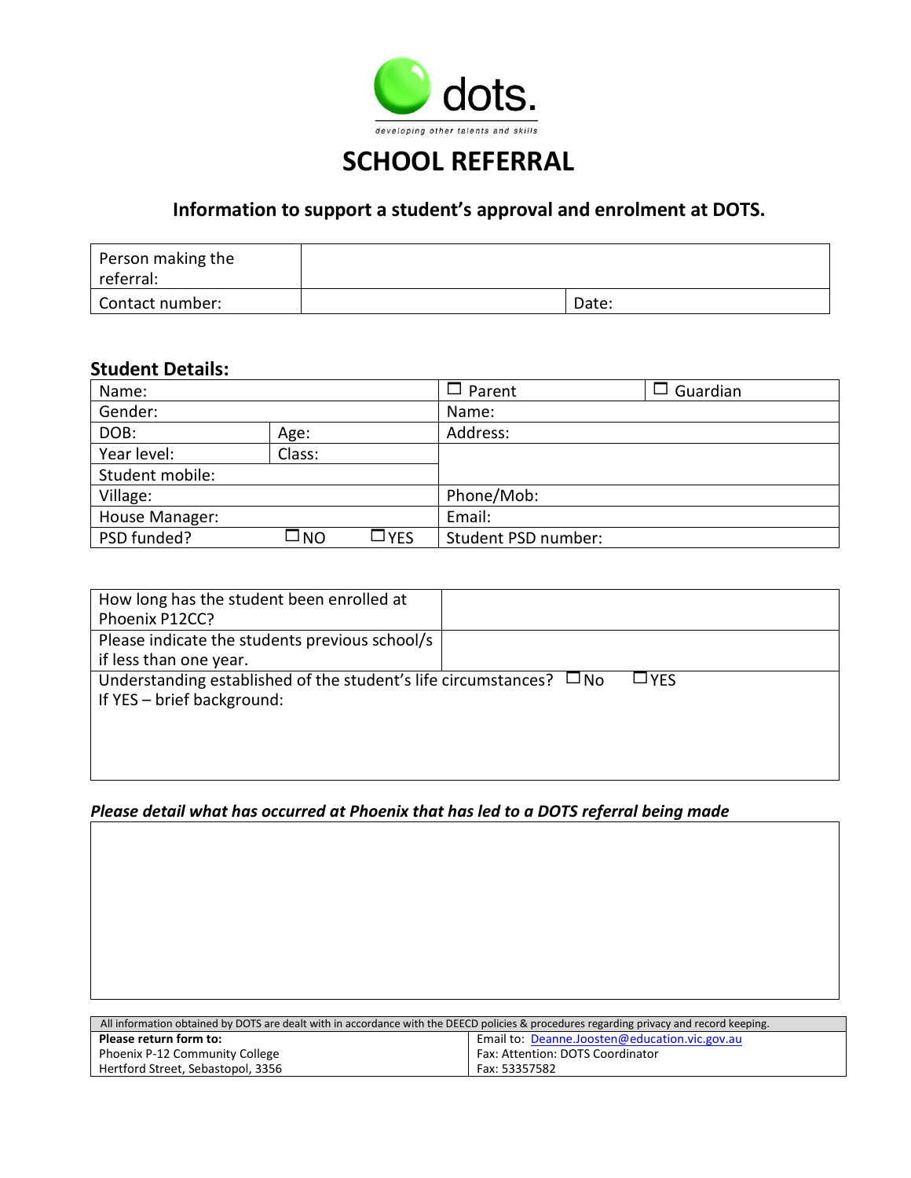dots.

developing other talents and skills

# SCHOOL REFERRAL

### Information to support a student's approval and enrolment at DOTS.

| Person making the referral: | | |
|---|---|---|
| Contact number: | | Date: |

### Student Details:

| Name: | | | ☐ Parent | ☐ Guardian |
|---|---|---|---|---|
| Gender: | | | Name: | |
| DOB: | Age: | | Address: | |
| Year level: | Class: | | | |
| Student mobile: | | | | |
| Village: | | | Phone/Mob: | |
| House Manager: | | | Email: | |
| PSD funded? | ☐NO | ☐YES | Student PSD number: | |

| How long has the student been enrolled at Phoenix P12CC? | |
|---|---|
| Please indicate the students previous school/s if less than one year. | |
| Understanding established of the student's life circumstances? ☐No ☐YES<br>If YES – brief background: | |

***Please detail what has occurred at Phoenix that has led to a DOTS referral being made***

| |
|---|
| |

| All information obtained by DOTS are dealt with in accordance with the DEECD policies & procedures regarding privacy and record keeping. | |
|---|---|
| **Please return form to:**<br>Phoenix P-12 Community College<br>Hertford Street, Sebastopol, 3356 | Email to: Deanne.Joosten@education.vic.gov.au<br>Fax: Attention: DOTS Coordinator<br>Fax: 53357582 |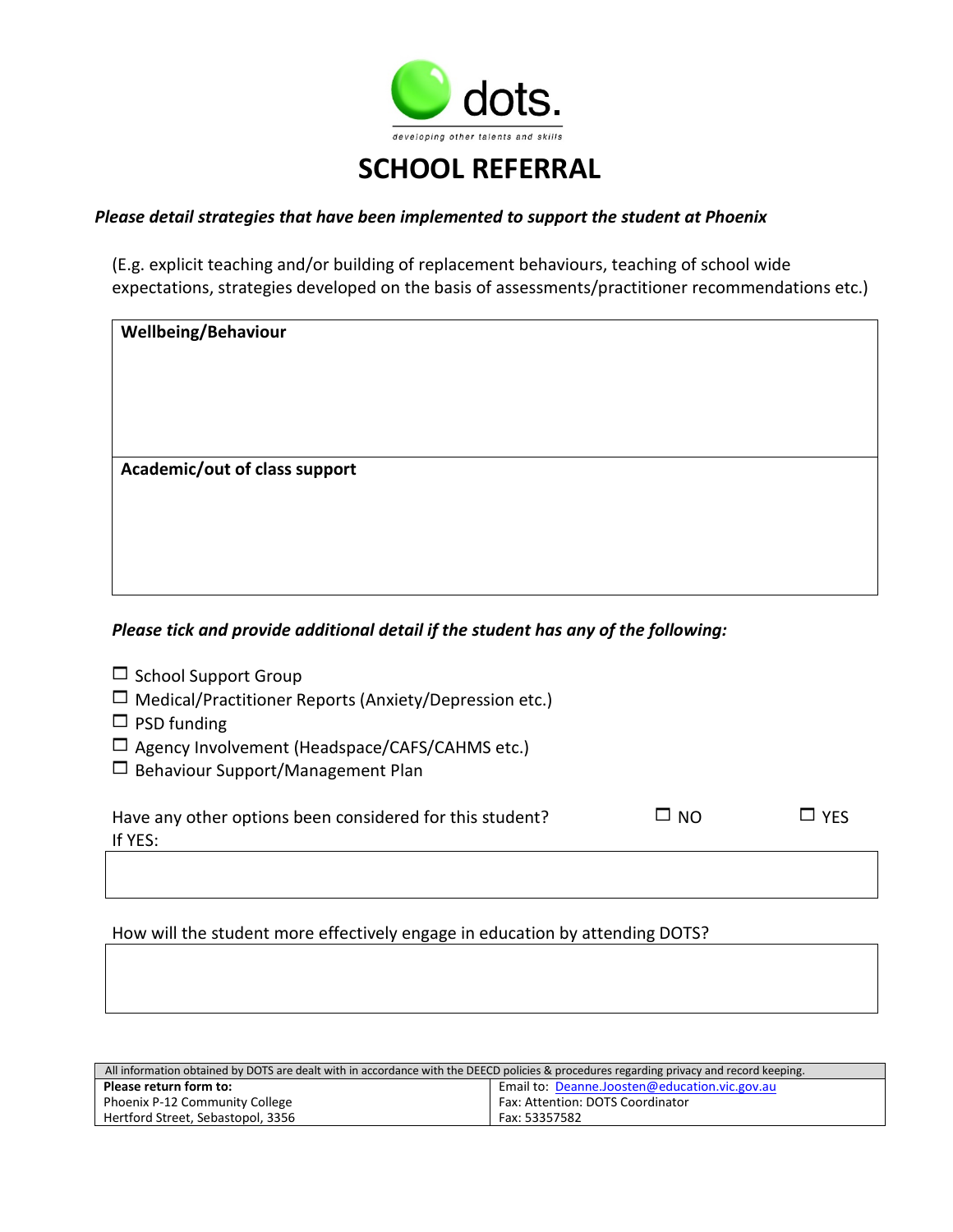dots.

developing other talents and skills

# SCHOOL REFERRAL

***Please detail strategies that have been implemented to support the student at Phoenix***

(E.g. explicit teaching and/or building of replacement behaviours, teaching of school wide expectations, strategies developed on the basis of assessments/practitioner recommendations etc.)

| **Wellbeing/Behaviour** |
|---|
| **Academic/out of class support** |

***Please tick and provide additional detail if the student has any of the following:***

- ☐ School Support Group
- ☐ Medical/Practitioner Reports (Anxiety/Depression etc.)
- ☐ PSD funding
- ☐ Agency Involvement (Headspace/CAFS/CAHMS etc.)
- ☐ Behaviour Support/Management Plan

Have any other options been considered for this student? ☐ NO ☐ YES

If YES:

How will the student more effectively engage in education by attending DOTS?

| All information obtained by DOTS are dealt with in accordance with the DEECD policies & procedures regarding privacy and record keeping. | |
|---|---|
| **Please return form to:** | Email to: Deanne.Joosten@education.vic.gov.au |
| Phoenix P-12 Community College | Fax: Attention: DOTS Coordinator |
| Hertford Street, Sebastopol, 3356 | Fax: 53357582 |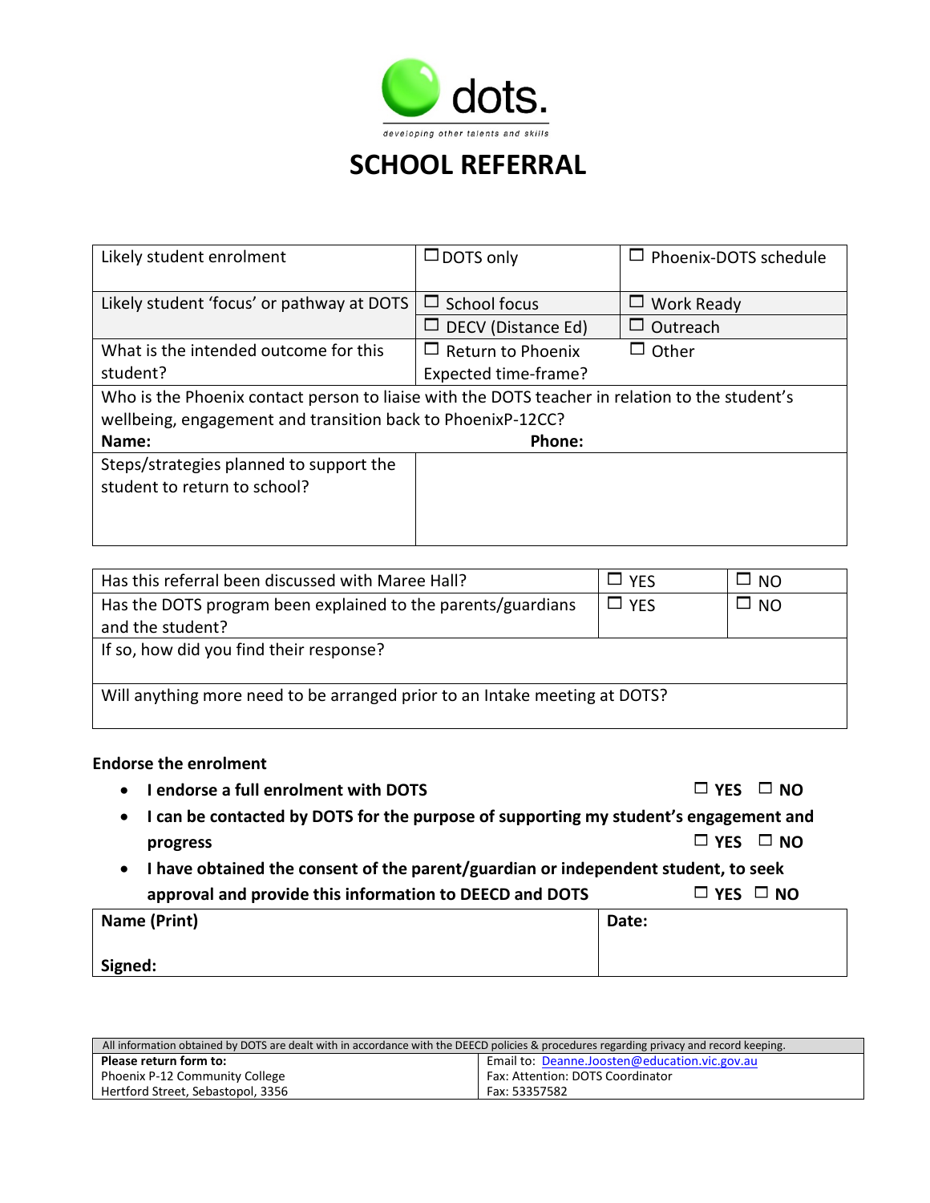dots.

developing other talents and skills

# SCHOOL REFERRAL

| | | |
|---|---|---|
| Likely student enrolment | ☐ DOTS only | ☐ Phoenix-DOTS schedule |
| Likely student 'focus' or pathway at DOTS | ☐ School focus | ☐ Work Ready |
| | ☐ DECV (Distance Ed) | ☐ Outreach |
| What is the intended outcome for this student? | ☐ Return to Phoenix<br>Expected time-frame? | ☐ Other |
| Who is the Phoenix contact person to liaise with the DOTS teacher in relation to the student's wellbeing, engagement and transition back to PhoenixP-12CC?<br>**Name:** **Phone:** | | |
| Steps/strategies planned to support the student to return to school? | | |

| | | |
|---|---|---|
| Has this referral been discussed with Maree Hall? | ☐ YES | ☐ NO |
| Has the DOTS program been explained to the parents/guardians and the student? | ☐ YES | ☐ NO |
| If so, how did you find their response? | | |
| Will anything more need to be arranged prior to an Intake meeting at DOTS? | | |

**Endorse the enrolment**

- **I endorse a full enrolment with DOTS** ☐ **YES** ☐ **NO**
- **I can be contacted by DOTS for the purpose of supporting my student's engagement and progress** ☐ **YES** ☐ **NO**
- **I have obtained the consent of the parent/guardian or independent student, to seek approval and provide this information to DEECD and DOTS** ☐ **YES** ☐ **NO**

| | |
|---|---|
| **Name (Print)**<br><br>**Signed:** | **Date:** |

| | |
|---|---|
| All information obtained by DOTS are dealt with in accordance with the DEECD policies & procedures regarding privacy and record keeping. | |
| **Please return form to:**<br>Phoenix P-12 Community College<br>Hertford Street, Sebastopol, 3356 | Email to: Deanne.Joosten@education.vic.gov.au<br>Fax: Attention: DOTS Coordinator<br>Fax: 53357582 |